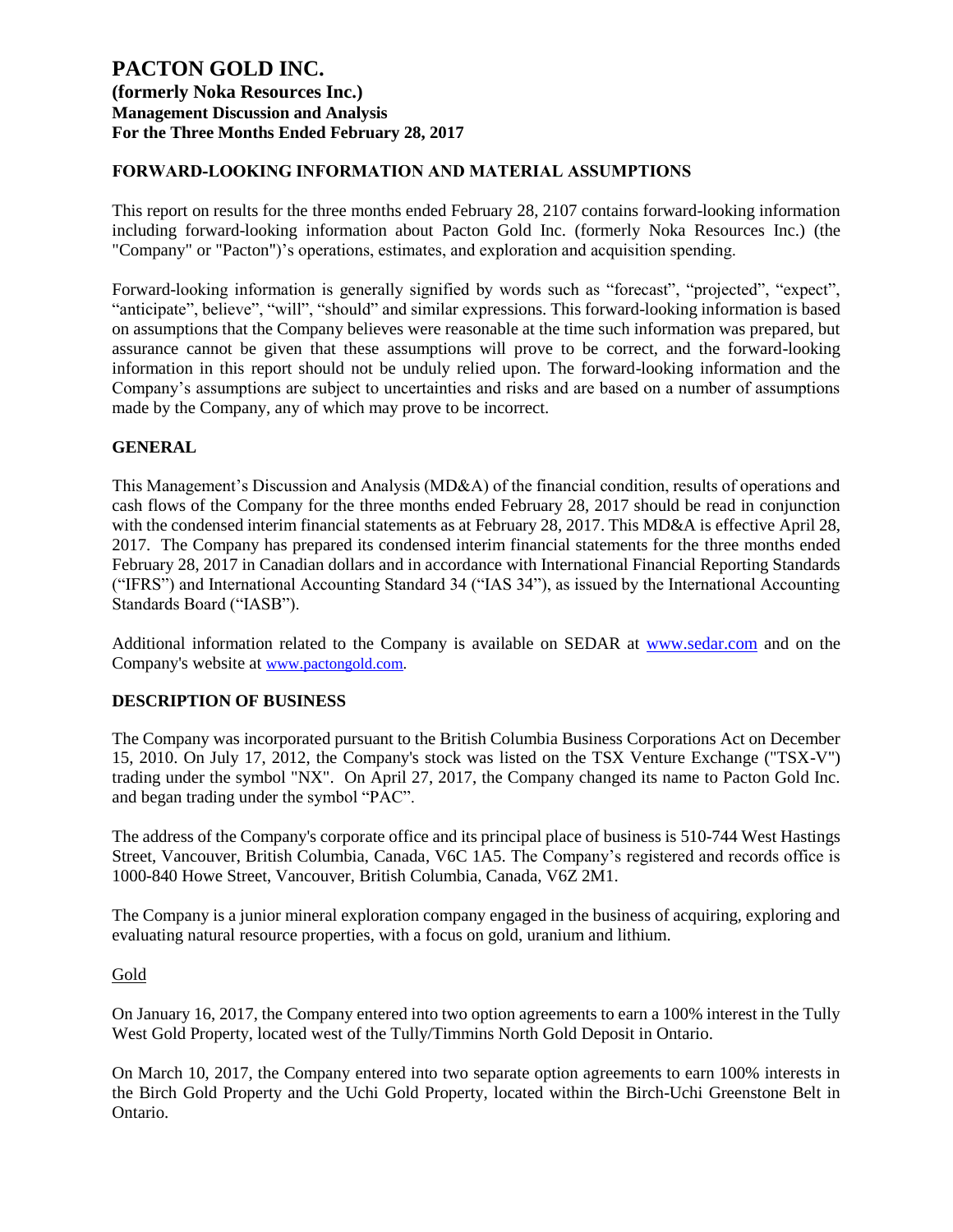# PACTON GOLD INC.
**(formerly Noka Resources Inc.)**
**Management Discussion and Analysis**
**For the Three Months Ended February 28, 2017**

## FORWARD-LOOKING INFORMATION AND MATERIAL ASSUMPTIONS

This report on results for the three months ended February 28, 2107 contains forward-looking information including forward-looking information about Pacton Gold Inc. (formerly Noka Resources Inc.) (the "Company" or "Pacton")'s operations, estimates, and exploration and acquisition spending.

Forward-looking information is generally signified by words such as "forecast", "projected", "expect", "anticipate", believe", "will", "should" and similar expressions. This forward-looking information is based on assumptions that the Company believes were reasonable at the time such information was prepared, but assurance cannot be given that these assumptions will prove to be correct, and the forward-looking information in this report should not be unduly relied upon. The forward-looking information and the Company's assumptions are subject to uncertainties and risks and are based on a number of assumptions made by the Company, any of which may prove to be incorrect.

## GENERAL

This Management's Discussion and Analysis (MD&A) of the financial condition, results of operations and cash flows of the Company for the three months ended February 28, 2017 should be read in conjunction with the condensed interim financial statements as at February 28, 2017. This MD&A is effective April 28, 2017. The Company has prepared its condensed interim financial statements for the three months ended February 28, 2017 in Canadian dollars and in accordance with International Financial Reporting Standards ("IFRS") and International Accounting Standard 34 ("IAS 34"), as issued by the International Accounting Standards Board ("IASB").

Additional information related to the Company is available on SEDAR at www.sedar.com and on the Company's website at www.pactongold.com.

## DESCRIPTION OF BUSINESS

The Company was incorporated pursuant to the British Columbia Business Corporations Act on December 15, 2010. On July 17, 2012, the Company's stock was listed on the TSX Venture Exchange ("TSX-V") trading under the symbol "NX". On April 27, 2017, the Company changed its name to Pacton Gold Inc. and began trading under the symbol "PAC".

The address of the Company's corporate office and its principal place of business is 510-744 West Hastings Street, Vancouver, British Columbia, Canada, V6C 1A5. The Company's registered and records office is 1000-840 Howe Street, Vancouver, British Columbia, Canada, V6Z 2M1.

The Company is a junior mineral exploration company engaged in the business of acquiring, exploring and evaluating natural resource properties, with a focus on gold, uranium and lithium.

### Gold

On January 16, 2017, the Company entered into two option agreements to earn a 100% interest in the Tully West Gold Property, located west of the Tully/Timmins North Gold Deposit in Ontario.

On March 10, 2017, the Company entered into two separate option agreements to earn 100% interests in the Birch Gold Property and the Uchi Gold Property, located within the Birch-Uchi Greenstone Belt in Ontario.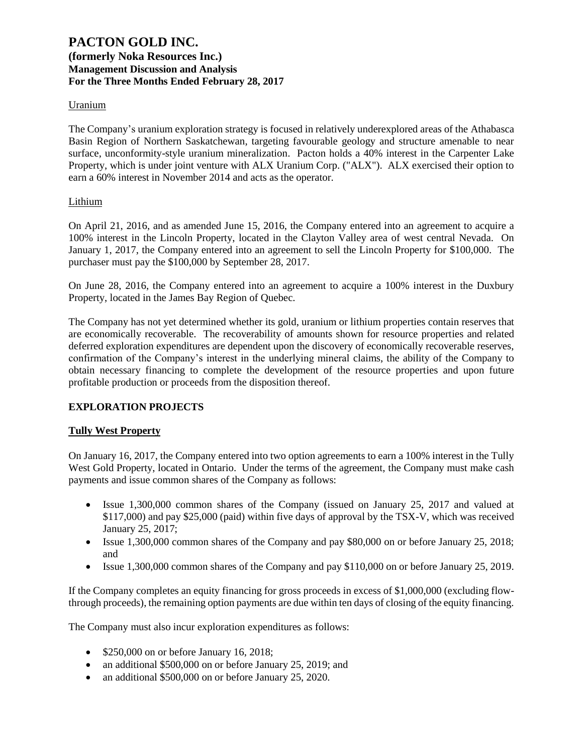Uranium

The Company's uranium exploration strategy is focused in relatively underexplored areas of the Athabasca Basin Region of Northern Saskatchewan, targeting favourable geology and structure amenable to near surface, unconformity-style uranium mineralization. Pacton holds a 40% interest in the Carpenter Lake Property, which is under joint venture with ALX Uranium Corp. ("ALX"). ALX exercised their option to earn a 60% interest in November 2014 and acts as the operator.

Lithium

On April 21, 2016, and as amended June 15, 2016, the Company entered into an agreement to acquire a 100% interest in the Lincoln Property, located in the Clayton Valley area of west central Nevada. On January 1, 2017, the Company entered into an agreement to sell the Lincoln Property for $100,000. The purchaser must pay the $100,000 by September 28, 2017.

On June 28, 2016, the Company entered into an agreement to acquire a 100% interest in the Duxbury Property, located in the James Bay Region of Quebec.

The Company has not yet determined whether its gold, uranium or lithium properties contain reserves that are economically recoverable. The recoverability of amounts shown for resource properties and related deferred exploration expenditures are dependent upon the discovery of economically recoverable reserves, confirmation of the Company's interest in the underlying mineral claims, the ability of the Company to obtain necessary financing to complete the development of the resource properties and upon future profitable production or proceeds from the disposition thereof.

## EXPLORATION PROJECTS

### Tully West Property

On January 16, 2017, the Company entered into two option agreements to earn a 100% interest in the Tully West Gold Property, located in Ontario. Under the terms of the agreement, the Company must make cash payments and issue common shares of the Company as follows:

- Issue 1,300,000 common shares of the Company (issued on January 25, 2017 and valued at $117,000) and pay $25,000 (paid) within five days of approval by the TSX-V, which was received January 25, 2017;
- Issue 1,300,000 common shares of the Company and pay $80,000 on or before January 25, 2018; and
- Issue 1,300,000 common shares of the Company and pay $110,000 on or before January 25, 2019.

If the Company completes an equity financing for gross proceeds in excess of $1,000,000 (excluding flow-through proceeds), the remaining option payments are due within ten days of closing of the equity financing.

The Company must also incur exploration expenditures as follows:

- $250,000 on or before January 16, 2018;
- an additional $500,000 on or before January 25, 2019; and
- an additional $500,000 on or before January 25, 2020.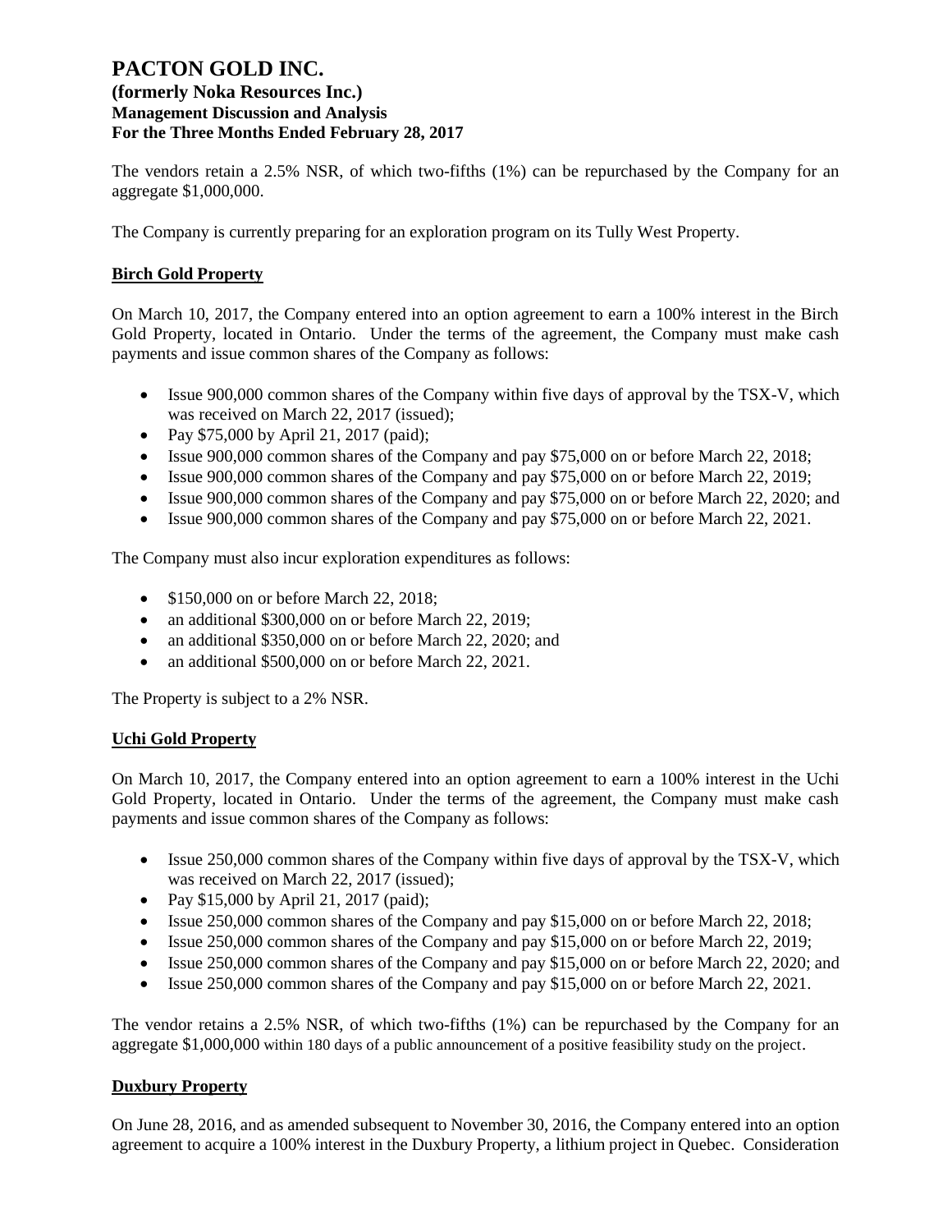The vendors retain a 2.5% NSR, of which two-fifths (1%) can be repurchased by the Company for an aggregate $1,000,000.

The Company is currently preparing for an exploration program on its Tully West Property.

**Birch Gold Property**

On March 10, 2017, the Company entered into an option agreement to earn a 100% interest in the Birch Gold Property, located in Ontario. Under the terms of the agreement, the Company must make cash payments and issue common shares of the Company as follows:

- Issue 900,000 common shares of the Company within five days of approval by the TSX-V, which was received on March 22, 2017 (issued);
- Pay $75,000 by April 21, 2017 (paid);
- Issue 900,000 common shares of the Company and pay $75,000 on or before March 22, 2018;
- Issue 900,000 common shares of the Company and pay $75,000 on or before March 22, 2019;
- Issue 900,000 common shares of the Company and pay $75,000 on or before March 22, 2020; and
- Issue 900,000 common shares of the Company and pay $75,000 on or before March 22, 2021.

The Company must also incur exploration expenditures as follows:

- $150,000 on or before March 22, 2018;
- an additional $300,000 on or before March 22, 2019;
- an additional $350,000 on or before March 22, 2020; and
- an additional $500,000 on or before March 22, 2021.

The Property is subject to a 2% NSR.

**Uchi Gold Property**

On March 10, 2017, the Company entered into an option agreement to earn a 100% interest in the Uchi Gold Property, located in Ontario. Under the terms of the agreement, the Company must make cash payments and issue common shares of the Company as follows:

- Issue 250,000 common shares of the Company within five days of approval by the TSX-V, which was received on March 22, 2017 (issued);
- Pay $15,000 by April 21, 2017 (paid);
- Issue 250,000 common shares of the Company and pay $15,000 on or before March 22, 2018;
- Issue 250,000 common shares of the Company and pay $15,000 on or before March 22, 2019;
- Issue 250,000 common shares of the Company and pay $15,000 on or before March 22, 2020; and
- Issue 250,000 common shares of the Company and pay $15,000 on or before March 22, 2021.

The vendor retains a 2.5% NSR, of which two-fifths (1%) can be repurchased by the Company for an aggregate $1,000,000 within 180 days of a public announcement of a positive feasibility study on the project.

**Duxbury Property**

On June 28, 2016, and as amended subsequent to November 30, 2016, the Company entered into an option agreement to acquire a 100% interest in the Duxbury Property, a lithium project in Quebec. Consideration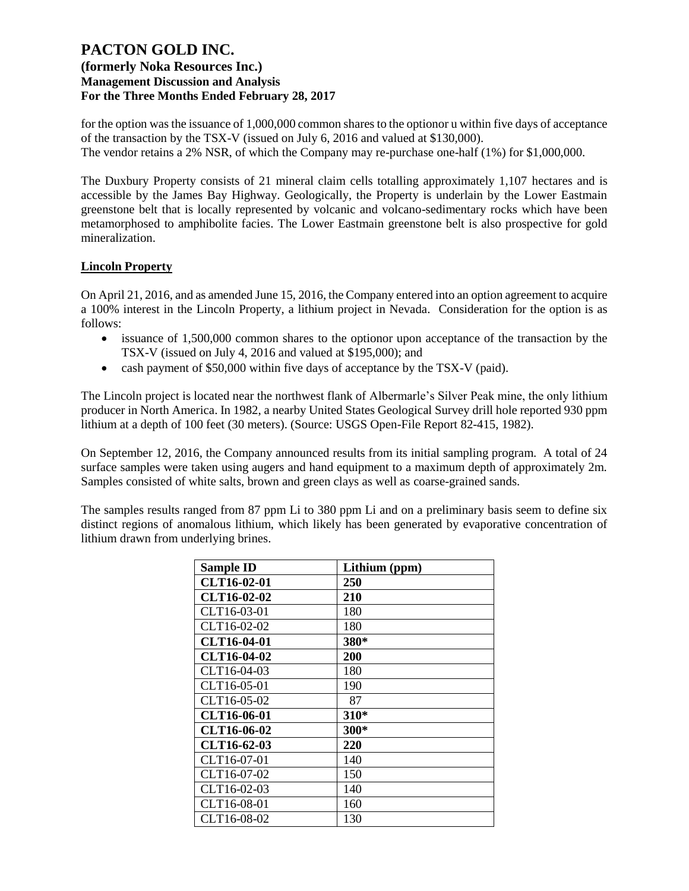for the option was the issuance of 1,000,000 common shares to the optionor u within five days of acceptance of the transaction by the TSX-V (issued on July 6, 2016 and valued at $130,000).
The vendor retains a 2% NSR, of which the Company may re-purchase one-half (1%) for $1,000,000.

The Duxbury Property consists of 21 mineral claim cells totalling approximately 1,107 hectares and is accessible by the James Bay Highway. Geologically, the Property is underlain by the Lower Eastmain greenstone belt that is locally represented by volcanic and volcano-sedimentary rocks which have been metamorphosed to amphibolite facies. The Lower Eastmain greenstone belt is also prospective for gold mineralization.

## Lincoln Property

On April 21, 2016, and as amended June 15, 2016, the Company entered into an option agreement to acquire a 100% interest in the Lincoln Property, a lithium project in Nevada. Consideration for the option is as follows:

- issuance of 1,500,000 common shares to the optionor upon acceptance of the transaction by the TSX-V (issued on July 4, 2016 and valued at $195,000); and
- cash payment of $50,000 within five days of acceptance by the TSX-V (paid).

The Lincoln project is located near the northwest flank of Albermarle's Silver Peak mine, the only lithium producer in North America. In 1982, a nearby United States Geological Survey drill hole reported 930 ppm lithium at a depth of 100 feet (30 meters). (Source: USGS Open-File Report 82-415, 1982).

On September 12, 2016, the Company announced results from its initial sampling program. A total of 24 surface samples were taken using augers and hand equipment to a maximum depth of approximately 2m. Samples consisted of white salts, brown and green clays as well as coarse-grained sands.

The samples results ranged from 87 ppm Li to 380 ppm Li and on a preliminary basis seem to define six distinct regions of anomalous lithium, which likely has been generated by evaporative concentration of lithium drawn from underlying brines.

| Sample ID | Lithium (ppm) |
|---|---|
| **CLT16-02-01** | **250** |
| **CLT16-02-02** | **210** |
| CLT16-03-01 | 180 |
| CLT16-02-02 | 180 |
| **CLT16-04-01** | **380*** |
| **CLT16-04-02** | **200** |
| CLT16-04-03 | 180 |
| CLT16-05-01 | 190 |
| CLT16-05-02 | 87 |
| **CLT16-06-01** | **310*** |
| **CLT16-06-02** | **300*** |
| **CLT16-62-03** | **220** |
| CLT16-07-01 | 140 |
| CLT16-07-02 | 150 |
| CLT16-02-03 | 140 |
| CLT16-08-01 | 160 |
| CLT16-08-02 | 130 |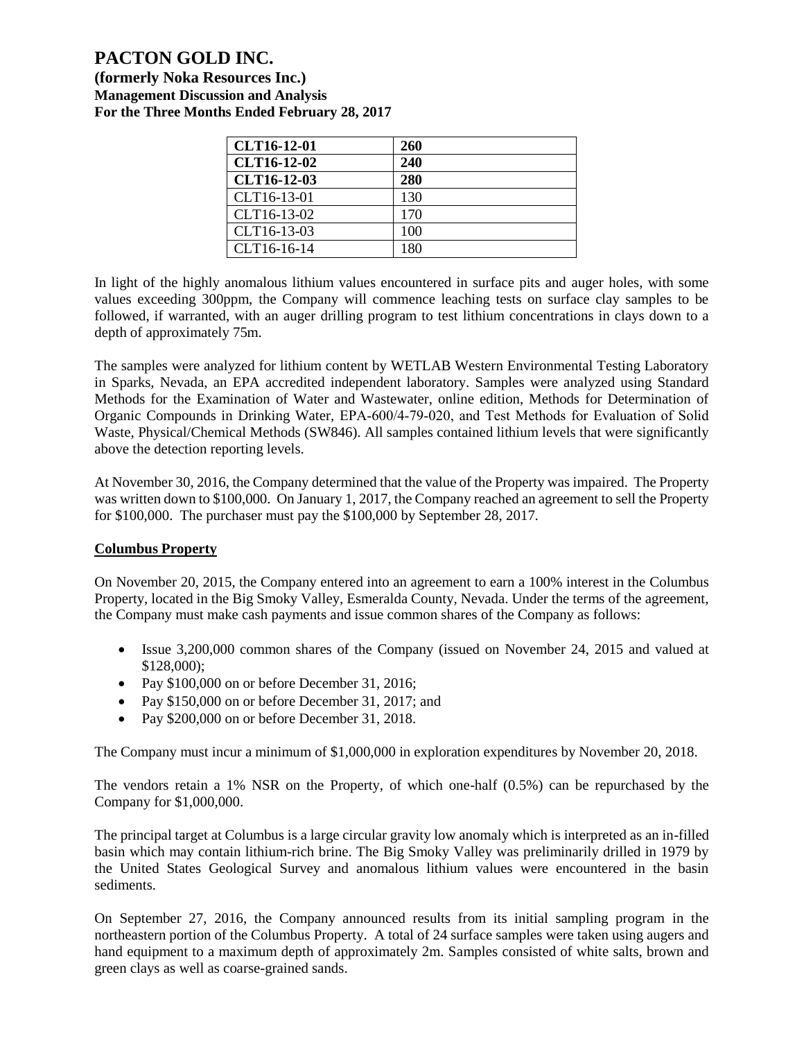| **CLT16-12-01** | **260** |
|---|---|
| **CLT16-12-02** | **240** |
| **CLT16-12-03** | **280** |
| CLT16-13-01 | 130 |
| CLT16-13-02 | 170 |
| CLT16-13-03 | 100 |
| CLT16-16-14 | 180 |

In light of the highly anomalous lithium values encountered in surface pits and auger holes, with some values exceeding 300ppm, the Company will commence leaching tests on surface clay samples to be followed, if warranted, with an auger drilling program to test lithium concentrations in clays down to a depth of approximately 75m.

The samples were analyzed for lithium content by WETLAB Western Environmental Testing Laboratory in Sparks, Nevada, an EPA accredited independent laboratory. Samples were analyzed using Standard Methods for the Examination of Water and Wastewater, online edition, Methods for Determination of Organic Compounds in Drinking Water, EPA-600/4-79-020, and Test Methods for Evaluation of Solid Waste, Physical/Chemical Methods (SW846). All samples contained lithium levels that were significantly above the detection reporting levels.

At November 30, 2016, the Company determined that the value of the Property was impaired. The Property was written down to $100,000. On January 1, 2017, the Company reached an agreement to sell the Property for $100,000. The purchaser must pay the $100,000 by September 28, 2017.

## Columbus Property

On November 20, 2015, the Company entered into an agreement to earn a 100% interest in the Columbus Property, located in the Big Smoky Valley, Esmeralda County, Nevada. Under the terms of the agreement, the Company must make cash payments and issue common shares of the Company as follows:

- Issue 3,200,000 common shares of the Company (issued on November 24, 2015 and valued at $128,000);
- Pay $100,000 on or before December 31, 2016;
- Pay $150,000 on or before December 31, 2017; and
- Pay $200,000 on or before December 31, 2018.

The Company must incur a minimum of $1,000,000 in exploration expenditures by November 20, 2018.

The vendors retain a 1% NSR on the Property, of which one-half (0.5%) can be repurchased by the Company for $1,000,000.

The principal target at Columbus is a large circular gravity low anomaly which is interpreted as an in-filled basin which may contain lithium-rich brine. The Big Smoky Valley was preliminarily drilled in 1979 by the United States Geological Survey and anomalous lithium values were encountered in the basin sediments.

On September 27, 2016, the Company announced results from its initial sampling program in the northeastern portion of the Columbus Property. A total of 24 surface samples were taken using augers and hand equipment to a maximum depth of approximately 2m. Samples consisted of white salts, brown and green clays as well as coarse-grained sands.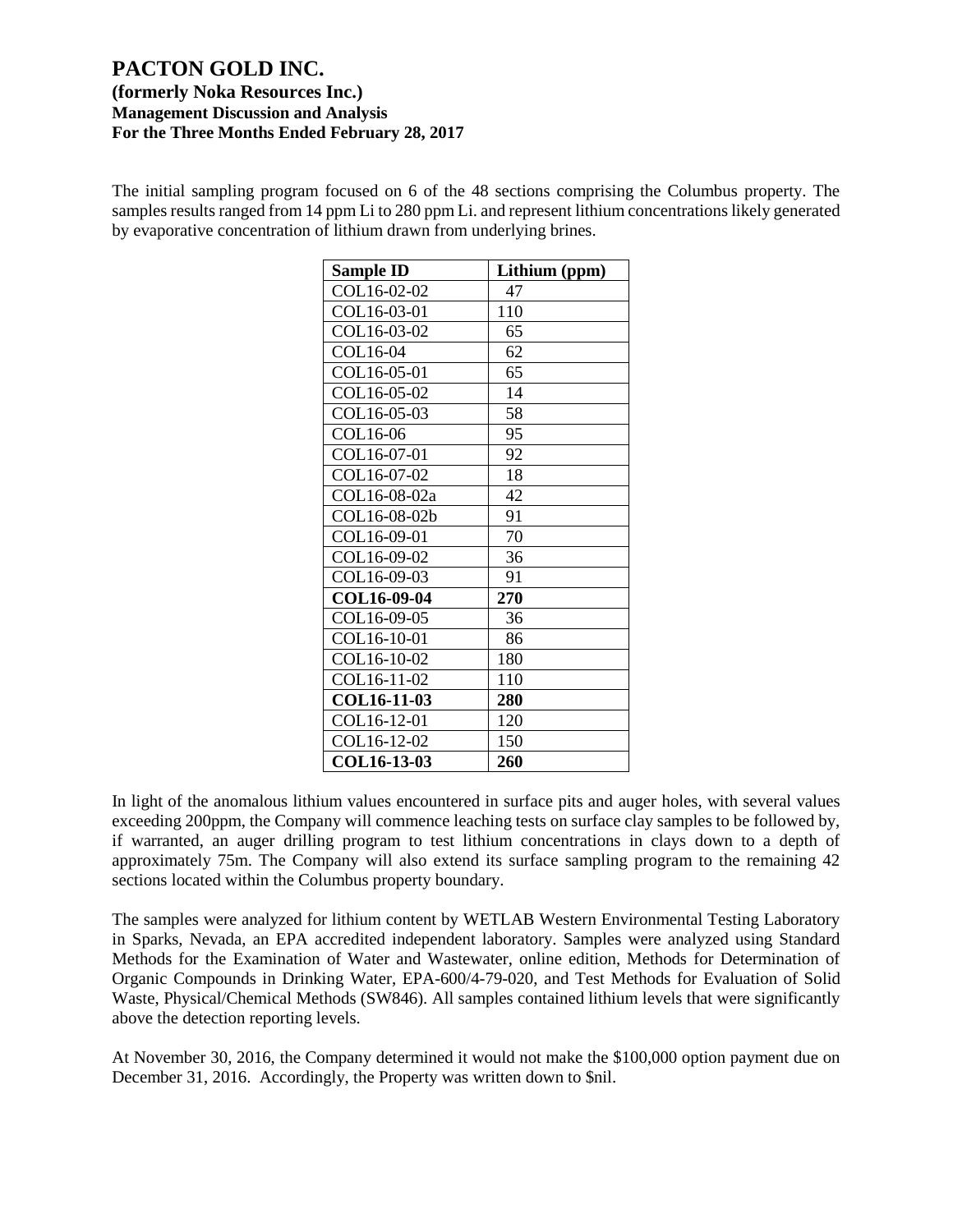The initial sampling program focused on 6 of the 48 sections comprising the Columbus property. The samples results ranged from 14 ppm Li to 280 ppm Li. and represent lithium concentrations likely generated by evaporative concentration of lithium drawn from underlying brines.

| Sample ID | Lithium (ppm) |
|---|---|
| COL16-02-02 | 47 |
| COL16-03-01 | 110 |
| COL16-03-02 | 65 |
| COL16-04 | 62 |
| COL16-05-01 | 65 |
| COL16-05-02 | 14 |
| COL16-05-03 | 58 |
| COL16-06 | 95 |
| COL16-07-01 | 92 |
| COL16-07-02 | 18 |
| COL16-08-02a | 42 |
| COL16-08-02b | 91 |
| COL16-09-01 | 70 |
| COL16-09-02 | 36 |
| COL16-09-03 | 91 |
| **COL16-09-04** | **270** |
| COL16-09-05 | 36 |
| COL16-10-01 | 86 |
| COL16-10-02 | 180 |
| COL16-11-02 | 110 |
| **COL16-11-03** | **280** |
| COL16-12-01 | 120 |
| COL16-12-02 | 150 |
| **COL16-13-03** | **260** |

In light of the anomalous lithium values encountered in surface pits and auger holes, with several values exceeding 200ppm, the Company will commence leaching tests on surface clay samples to be followed by, if warranted, an auger drilling program to test lithium concentrations in clays down to a depth of approximately 75m. The Company will also extend its surface sampling program to the remaining 42 sections located within the Columbus property boundary.

The samples were analyzed for lithium content by WETLAB Western Environmental Testing Laboratory in Sparks, Nevada, an EPA accredited independent laboratory. Samples were analyzed using Standard Methods for the Examination of Water and Wastewater, online edition, Methods for Determination of Organic Compounds in Drinking Water, EPA-600/4-79-020, and Test Methods for Evaluation of Solid Waste, Physical/Chemical Methods (SW846). All samples contained lithium levels that were significantly above the detection reporting levels.

At November 30, 2016, the Company determined it would not make the $100,000 option payment due on December 31, 2016. Accordingly, the Property was written down to $nil.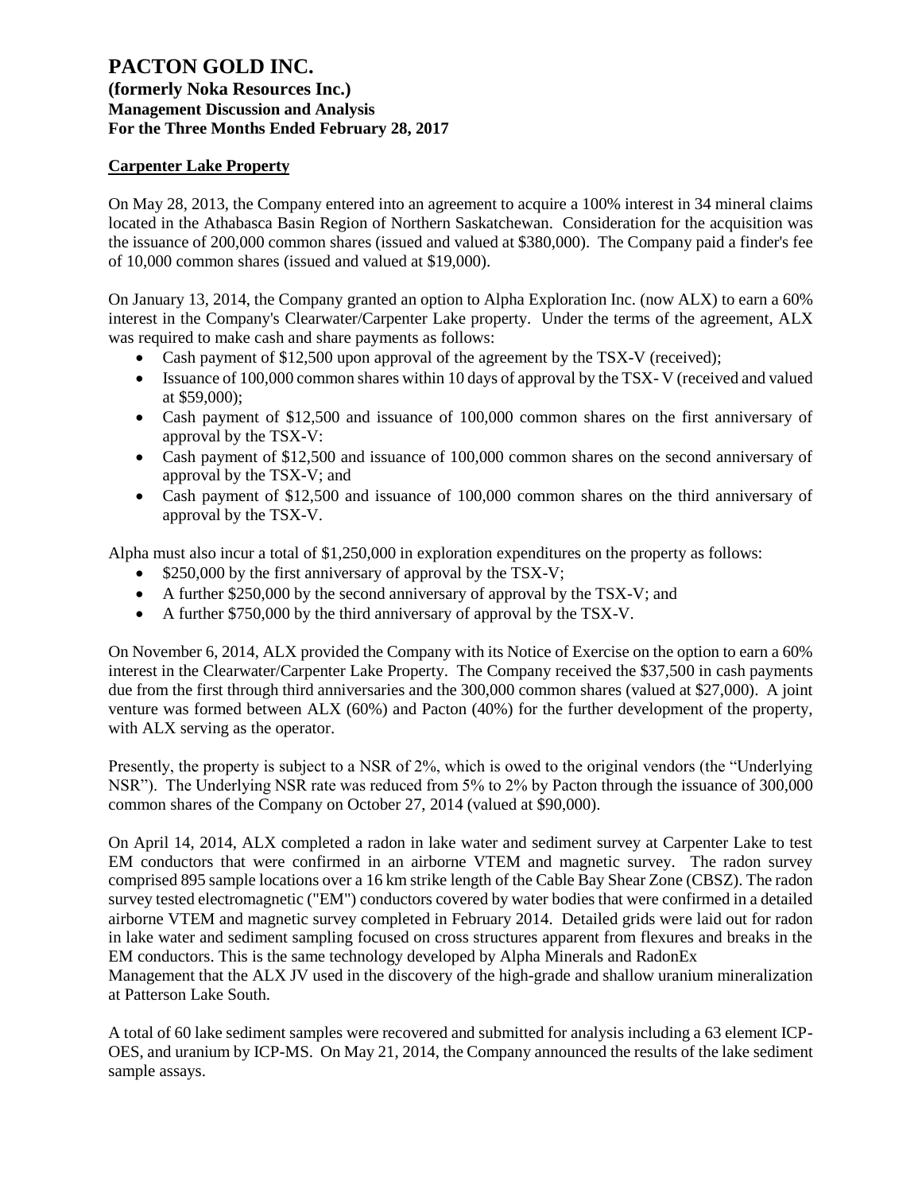## Carpenter Lake Property

On May 28, 2013, the Company entered into an agreement to acquire a 100% interest in 34 mineral claims located in the Athabasca Basin Region of Northern Saskatchewan. Consideration for the acquisition was the issuance of 200,000 common shares (issued and valued at $380,000). The Company paid a finder's fee of 10,000 common shares (issued and valued at $19,000).

On January 13, 2014, the Company granted an option to Alpha Exploration Inc. (now ALX) to earn a 60% interest in the Company's Clearwater/Carpenter Lake property. Under the terms of the agreement, ALX was required to make cash and share payments as follows:

- Cash payment of $12,500 upon approval of the agreement by the TSX-V (received);
- Issuance of 100,000 common shares within 10 days of approval by the TSX- V (received and valued at $59,000);
- Cash payment of $12,500 and issuance of 100,000 common shares on the first anniversary of approval by the TSX-V:
- Cash payment of $12,500 and issuance of 100,000 common shares on the second anniversary of approval by the TSX-V; and
- Cash payment of $12,500 and issuance of 100,000 common shares on the third anniversary of approval by the TSX-V.

Alpha must also incur a total of $1,250,000 in exploration expenditures on the property as follows:

- $250,000 by the first anniversary of approval by the TSX-V;
- A further $250,000 by the second anniversary of approval by the TSX-V; and
- A further $750,000 by the third anniversary of approval by the TSX-V.

On November 6, 2014, ALX provided the Company with its Notice of Exercise on the option to earn a 60% interest in the Clearwater/Carpenter Lake Property. The Company received the $37,500 in cash payments due from the first through third anniversaries and the 300,000 common shares (valued at $27,000). A joint venture was formed between ALX (60%) and Pacton (40%) for the further development of the property, with ALX serving as the operator.

Presently, the property is subject to a NSR of 2%, which is owed to the original vendors (the "Underlying NSR"). The Underlying NSR rate was reduced from 5% to 2% by Pacton through the issuance of 300,000 common shares of the Company on October 27, 2014 (valued at $90,000).

On April 14, 2014, ALX completed a radon in lake water and sediment survey at Carpenter Lake to test EM conductors that were confirmed in an airborne VTEM and magnetic survey. The radon survey comprised 895 sample locations over a 16 km strike length of the Cable Bay Shear Zone (CBSZ). The radon survey tested electromagnetic ("EM") conductors covered by water bodies that were confirmed in a detailed airborne VTEM and magnetic survey completed in February 2014. Detailed grids were laid out for radon in lake water and sediment sampling focused on cross structures apparent from flexures and breaks in the EM conductors. This is the same technology developed by Alpha Minerals and RadonEx Management that the ALX JV used in the discovery of the high-grade and shallow uranium mineralization at Patterson Lake South.

A total of 60 lake sediment samples were recovered and submitted for analysis including a 63 element ICP-OES, and uranium by ICP-MS. On May 21, 2014, the Company announced the results of the lake sediment sample assays.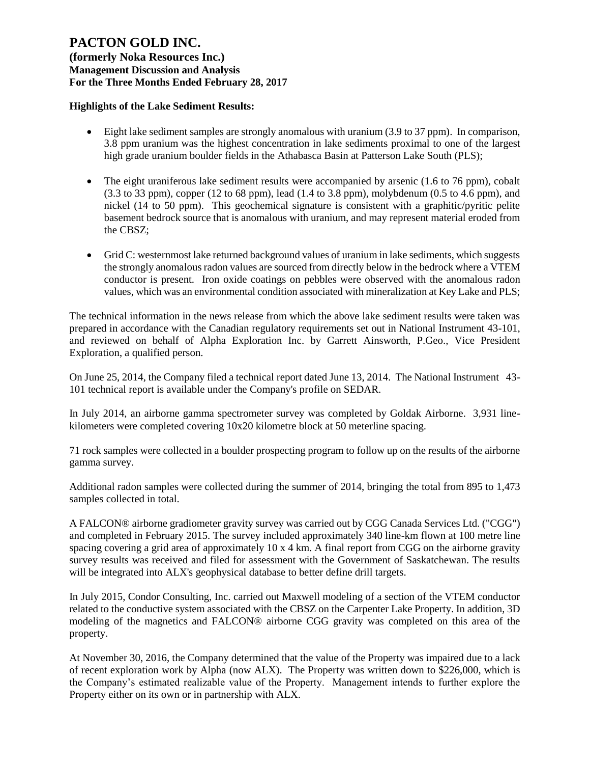**Highlights of the Lake Sediment Results:**

- Eight lake sediment samples are strongly anomalous with uranium (3.9 to 37 ppm). In comparison, 3.8 ppm uranium was the highest concentration in lake sediments proximal to one of the largest high grade uranium boulder fields in the Athabasca Basin at Patterson Lake South (PLS);
- The eight uraniferous lake sediment results were accompanied by arsenic (1.6 to 76 ppm), cobalt (3.3 to 33 ppm), copper (12 to 68 ppm), lead (1.4 to 3.8 ppm), molybdenum (0.5 to 4.6 ppm), and nickel (14 to 50 ppm). This geochemical signature is consistent with a graphitic/pyritic pelite basement bedrock source that is anomalous with uranium, and may represent material eroded from the CBSZ;
- Grid C: westernmost lake returned background values of uranium in lake sediments, which suggests the strongly anomalous radon values are sourced from directly below in the bedrock where a VTEM conductor is present. Iron oxide coatings on pebbles were observed with the anomalous radon values, which was an environmental condition associated with mineralization at Key Lake and PLS;

The technical information in the news release from which the above lake sediment results were taken was prepared in accordance with the Canadian regulatory requirements set out in National Instrument 43-101, and reviewed on behalf of Alpha Exploration Inc. by Garrett Ainsworth, P.Geo., Vice President Exploration, a qualified person.

On June 25, 2014, the Company filed a technical report dated June 13, 2014. The National Instrument 43-101 technical report is available under the Company's profile on SEDAR.

In July 2014, an airborne gamma spectrometer survey was completed by Goldak Airborne. 3,931 line-kilometers were completed covering 10x20 kilometre block at 50 meterline spacing.

71 rock samples were collected in a boulder prospecting program to follow up on the results of the airborne gamma survey.

Additional radon samples were collected during the summer of 2014, bringing the total from 895 to 1,473 samples collected in total.

A FALCON® airborne gradiometer gravity survey was carried out by CGG Canada Services Ltd. ("CGG") and completed in February 2015. The survey included approximately 340 line-km flown at 100 metre line spacing covering a grid area of approximately 10 x 4 km. A final report from CGG on the airborne gravity survey results was received and filed for assessment with the Government of Saskatchewan. The results will be integrated into ALX's geophysical database to better define drill targets.

In July 2015, Condor Consulting, Inc. carried out Maxwell modeling of a section of the VTEM conductor related to the conductive system associated with the CBSZ on the Carpenter Lake Property. In addition, 3D modeling of the magnetics and FALCON® airborne CGG gravity was completed on this area of the property.

At November 30, 2016, the Company determined that the value of the Property was impaired due to a lack of recent exploration work by Alpha (now ALX). The Property was written down to $226,000, which is the Company's estimated realizable value of the Property. Management intends to further explore the Property either on its own or in partnership with ALX.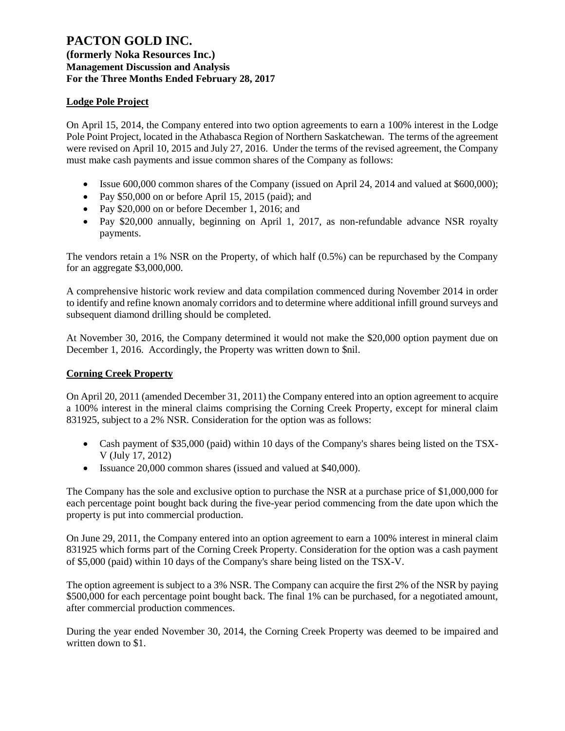## Lodge Pole Project

On April 15, 2014, the Company entered into two option agreements to earn a 100% interest in the Lodge Pole Point Project, located in the Athabasca Region of Northern Saskatchewan. The terms of the agreement were revised on April 10, 2015 and July 27, 2016. Under the terms of the revised agreement, the Company must make cash payments and issue common shares of the Company as follows:

- Issue 600,000 common shares of the Company (issued on April 24, 2014 and valued at $600,000);
- Pay $50,000 on or before April 15, 2015 (paid); and
- Pay $20,000 on or before December 1, 2016; and
- Pay $20,000 annually, beginning on April 1, 2017, as non-refundable advance NSR royalty payments.

The vendors retain a 1% NSR on the Property, of which half (0.5%) can be repurchased by the Company for an aggregate $3,000,000.

A comprehensive historic work review and data compilation commenced during November 2014 in order to identify and refine known anomaly corridors and to determine where additional infill ground surveys and subsequent diamond drilling should be completed.

At November 30, 2016, the Company determined it would not make the $20,000 option payment due on December 1, 2016. Accordingly, the Property was written down to $nil.

## Corning Creek Property

On April 20, 2011 (amended December 31, 2011) the Company entered into an option agreement to acquire a 100% interest in the mineral claims comprising the Corning Creek Property, except for mineral claim 831925, subject to a 2% NSR. Consideration for the option was as follows:

- Cash payment of $35,000 (paid) within 10 days of the Company's shares being listed on the TSX-V (July 17, 2012)
- Issuance 20,000 common shares (issued and valued at $40,000).

The Company has the sole and exclusive option to purchase the NSR at a purchase price of $1,000,000 for each percentage point bought back during the five-year period commencing from the date upon which the property is put into commercial production.

On June 29, 2011, the Company entered into an option agreement to earn a 100% interest in mineral claim 831925 which forms part of the Corning Creek Property. Consideration for the option was a cash payment of $5,000 (paid) within 10 days of the Company's share being listed on the TSX-V.

The option agreement is subject to a 3% NSR. The Company can acquire the first 2% of the NSR by paying $500,000 for each percentage point bought back. The final 1% can be purchased, for a negotiated amount, after commercial production commences.

During the year ended November 30, 2014, the Corning Creek Property was deemed to be impaired and written down to $1.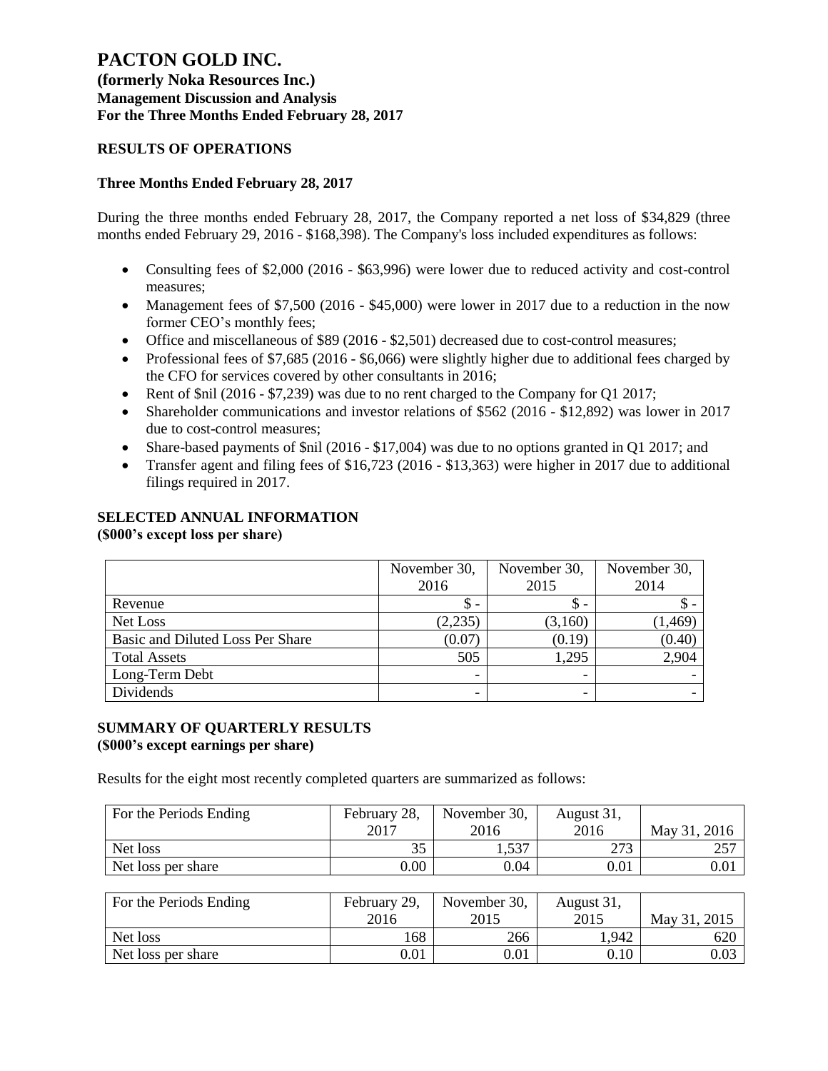# PACTON GOLD INC.

**(formerly Noka Resources Inc.)**
**Management Discussion and Analysis**
**For the Three Months Ended February 28, 2017**

## RESULTS OF OPERATIONS

### Three Months Ended February 28, 2017

During the three months ended February 28, 2017, the Company reported a net loss of $34,829 (three months ended February 29, 2016 - $168,398). The Company's loss included expenditures as follows:

- Consulting fees of $2,000 (2016 - $63,996) were lower due to reduced activity and cost-control measures;
- Management fees of $7,500 (2016 - $45,000) were lower in 2017 due to a reduction in the now former CEO's monthly fees;
- Office and miscellaneous of $89 (2016 - $2,501) decreased due to cost-control measures;
- Professional fees of $7,685 (2016 - $6,066) were slightly higher due to additional fees charged by the CFO for services covered by other consultants in 2016;
- Rent of $nil (2016 - $7,239) was due to no rent charged to the Company for Q1 2017;
- Shareholder communications and investor relations of $562 (2016 - $12,892) was lower in 2017 due to cost-control measures;
- Share-based payments of $nil (2016 - $17,004) was due to no options granted in Q1 2017; and
- Transfer agent and filing fees of $16,723 (2016 - $13,363) were higher in 2017 due to additional filings required in 2017.

## SELECTED ANNUAL INFORMATION
**($000's except loss per share)**

| | November 30, 2016 | November 30, 2015 | November 30, 2014 |
|---|---|---|---|
| Revenue | $ - | $ - | $ - |
| Net Loss | (2,235) | (3,160) | (1,469) |
| Basic and Diluted Loss Per Share | (0.07) | (0.19) | (0.40) |
| Total Assets | 505 | 1,295 | 2,904 |
| Long-Term Debt | - | - | - |
| Dividends | - | - | - |

## SUMMARY OF QUARTERLY RESULTS
**($000's except earnings per share)**

Results for the eight most recently completed quarters are summarized as follows:

| For the Periods Ending | February 28, 2017 | November 30, 2016 | August 31, 2016 | May 31, 2016 |
|---|---|---|---|---|
| Net loss | 35 | 1,537 | 273 | 257 |
| Net loss per share | 0.00 | 0.04 | 0.01 | 0.01 |

| For the Periods Ending | February 29, 2016 | November 30, 2015 | August 31, 2015 | May 31, 2015 |
|---|---|---|---|---|
| Net loss | 168 | 266 | 1,942 | 620 |
| Net loss per share | 0.01 | 0.01 | 0.10 | 0.03 |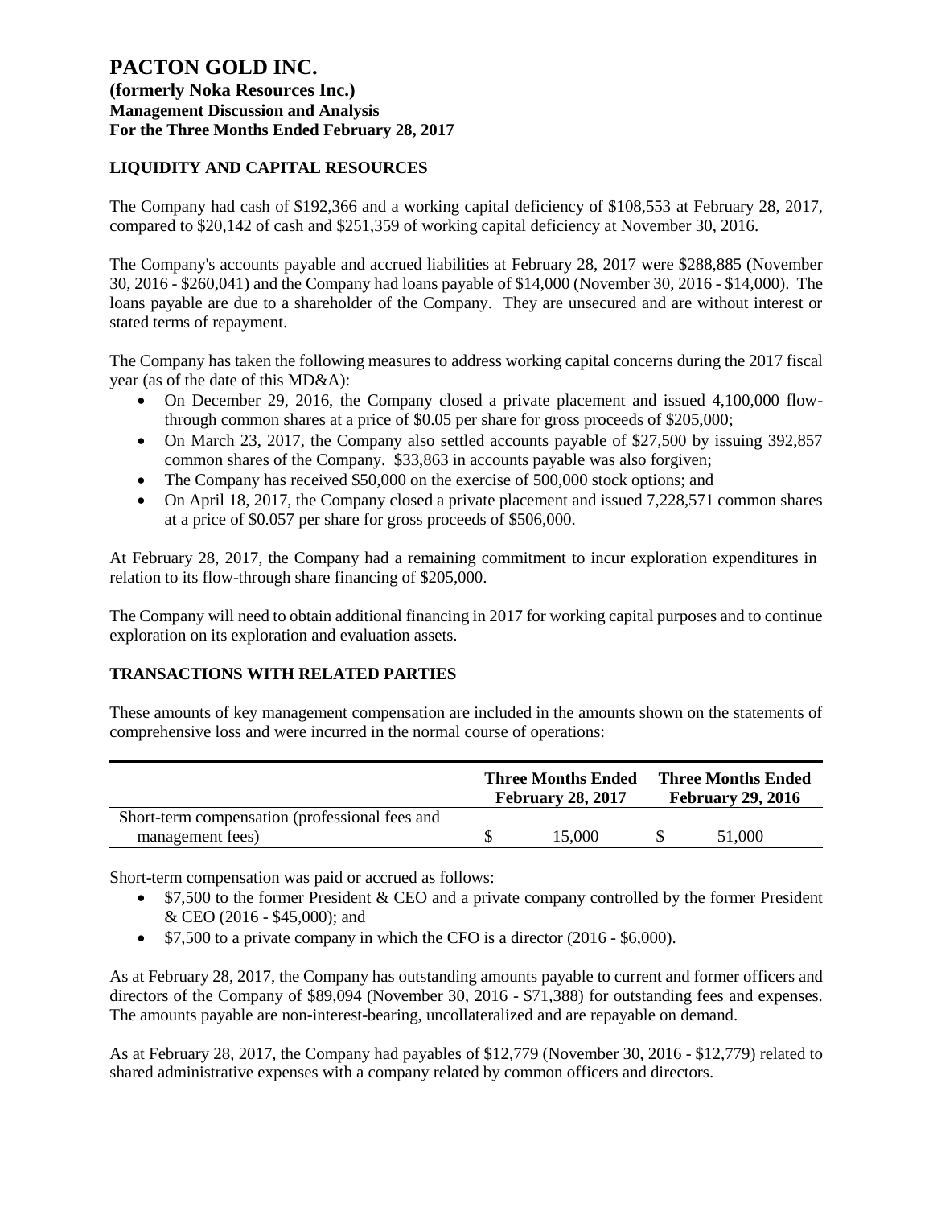# PACTON GOLD INC.

**(formerly Noka Resources Inc.)**
**Management Discussion and Analysis**
**For the Three Months Ended February 28, 2017**

## LIQUIDITY AND CAPITAL RESOURCES

The Company had cash of $192,366 and a working capital deficiency of $108,553 at February 28, 2017, compared to $20,142 of cash and $251,359 of working capital deficiency at November 30, 2016.

The Company's accounts payable and accrued liabilities at February 28, 2017 were $288,885 (November 30, 2016 - $260,041) and the Company had loans payable of $14,000 (November 30, 2016 - $14,000). The loans payable are due to a shareholder of the Company. They are unsecured and are without interest or stated terms of repayment.

The Company has taken the following measures to address working capital concerns during the 2017 fiscal year (as of the date of this MD&A):

- On December 29, 2016, the Company closed a private placement and issued 4,100,000 flow-through common shares at a price of $0.05 per share for gross proceeds of $205,000;
- On March 23, 2017, the Company also settled accounts payable of $27,500 by issuing 392,857 common shares of the Company. $33,863 in accounts payable was also forgiven;
- The Company has received $50,000 on the exercise of 500,000 stock options; and
- On April 18, 2017, the Company closed a private placement and issued 7,228,571 common shares at a price of $0.057 per share for gross proceeds of $506,000.

At February 28, 2017, the Company had a remaining commitment to incur exploration expenditures in relation to its flow-through share financing of $205,000.

The Company will need to obtain additional financing in 2017 for working capital purposes and to continue exploration on its exploration and evaluation assets.

## TRANSACTIONS WITH RELATED PARTIES

These amounts of key management compensation are included in the amounts shown on the statements of comprehensive loss and were incurred in the normal course of operations:

| | Three Months Ended February 28, 2017 | Three Months Ended February 29, 2016 |
|---|---|---|
| Short-term compensation (professional fees and management fees) | $ 15,000 | $ 51,000 |

Short-term compensation was paid or accrued as follows:

- $7,500 to the former President & CEO and a private company controlled by the former President & CEO (2016 - $45,000); and
- $7,500 to a private company in which the CFO is a director (2016 - $6,000).

As at February 28, 2017, the Company has outstanding amounts payable to current and former officers and directors of the Company of $89,094 (November 30, 2016 - $71,388) for outstanding fees and expenses. The amounts payable are non-interest-bearing, uncollateralized and are repayable on demand.

As at February 28, 2017, the Company had payables of $12,779 (November 30, 2016 - $12,779) related to shared administrative expenses with a company related by common officers and directors.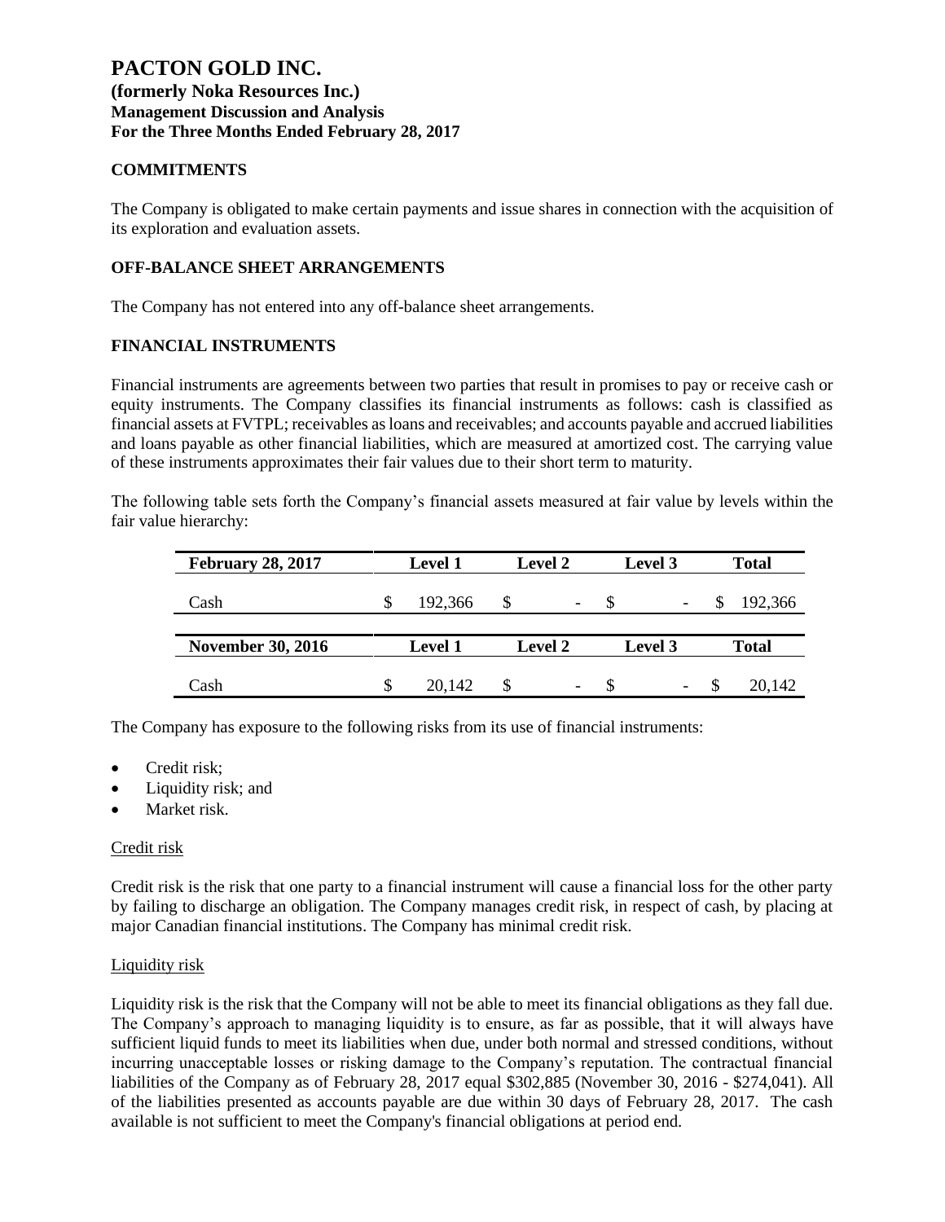# PACTON GOLD INC.

**(formerly Noka Resources Inc.)**
**Management Discussion and Analysis**
**For the Three Months Ended February 28, 2017**

## COMMITMENTS

The Company is obligated to make certain payments and issue shares in connection with the acquisition of its exploration and evaluation assets.

## OFF-BALANCE SHEET ARRANGEMENTS

The Company has not entered into any off-balance sheet arrangements.

## FINANCIAL INSTRUMENTS

Financial instruments are agreements between two parties that result in promises to pay or receive cash or equity instruments. The Company classifies its financial instruments as follows: cash is classified as financial assets at FVTPL; receivables as loans and receivables; and accounts payable and accrued liabilities and loans payable as other financial liabilities, which are measured at amortized cost. The carrying value of these instruments approximates their fair values due to their short term to maturity.

The following table sets forth the Company's financial assets measured at fair value by levels within the fair value hierarchy:

| February 28, 2017 | Level 1 | Level 2 | Level 3 | Total |
|---|---|---|---|---|
| Cash | $ 192,366 | $ - | $ - | $ 192,366 |

| November 30, 2016 | Level 1 | Level 2 | Level 3 | Total |
|---|---|---|---|---|
| Cash | $ 20,142 | $ - | $ - | $ 20,142 |

The Company has exposure to the following risks from its use of financial instruments:

- Credit risk;
- Liquidity risk; and
- Market risk.

### Credit risk

Credit risk is the risk that one party to a financial instrument will cause a financial loss for the other party by failing to discharge an obligation. The Company manages credit risk, in respect of cash, by placing at major Canadian financial institutions. The Company has minimal credit risk.

### Liquidity risk

Liquidity risk is the risk that the Company will not be able to meet its financial obligations as they fall due. The Company's approach to managing liquidity is to ensure, as far as possible, that it will always have sufficient liquid funds to meet its liabilities when due, under both normal and stressed conditions, without incurring unacceptable losses or risking damage to the Company's reputation. The contractual financial liabilities of the Company as of February 28, 2017 equal $302,885 (November 30, 2016 - $274,041). All of the liabilities presented as accounts payable are due within 30 days of February 28, 2017. The cash available is not sufficient to meet the Company's financial obligations at period end.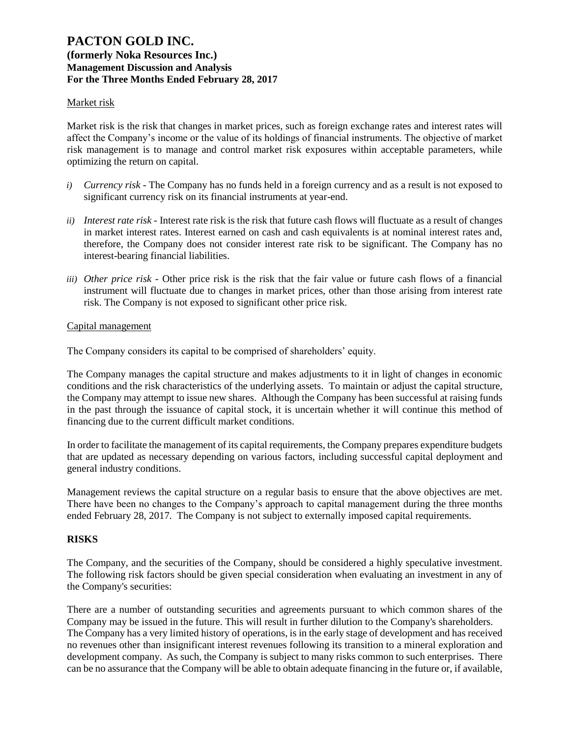Market risk

Market risk is the risk that changes in market prices, such as foreign exchange rates and interest rates will affect the Company's income or the value of its holdings of financial instruments. The objective of market risk management is to manage and control market risk exposures within acceptable parameters, while optimizing the return on capital.

*i)* *Currency risk* - The Company has no funds held in a foreign currency and as a result is not exposed to significant currency risk on its financial instruments at year-end.

*ii)* *Interest rate risk* - Interest rate risk is the risk that future cash flows will fluctuate as a result of changes in market interest rates. Interest earned on cash and cash equivalents is at nominal interest rates and, therefore, the Company does not consider interest rate risk to be significant. The Company has no interest-bearing financial liabilities.

*iii)* *Other price risk* - Other price risk is the risk that the fair value or future cash flows of a financial instrument will fluctuate due to changes in market prices, other than those arising from interest rate risk. The Company is not exposed to significant other price risk.

Capital management

The Company considers its capital to be comprised of shareholders' equity.

The Company manages the capital structure and makes adjustments to it in light of changes in economic conditions and the risk characteristics of the underlying assets. To maintain or adjust the capital structure, the Company may attempt to issue new shares. Although the Company has been successful at raising funds in the past through the issuance of capital stock, it is uncertain whether it will continue this method of financing due to the current difficult market conditions.

In order to facilitate the management of its capital requirements, the Company prepares expenditure budgets that are updated as necessary depending on various factors, including successful capital deployment and general industry conditions.

Management reviews the capital structure on a regular basis to ensure that the above objectives are met. There have been no changes to the Company's approach to capital management during the three months ended February 28, 2017. The Company is not subject to externally imposed capital requirements.

## RISKS

The Company, and the securities of the Company, should be considered a highly speculative investment. The following risk factors should be given special consideration when evaluating an investment in any of the Company's securities:

There are a number of outstanding securities and agreements pursuant to which common shares of the Company may be issued in the future. This will result in further dilution to the Company's shareholders.
The Company has a very limited history of operations, is in the early stage of development and has received no revenues other than insignificant interest revenues following its transition to a mineral exploration and development company. As such, the Company is subject to many risks common to such enterprises. There can be no assurance that the Company will be able to obtain adequate financing in the future or, if available,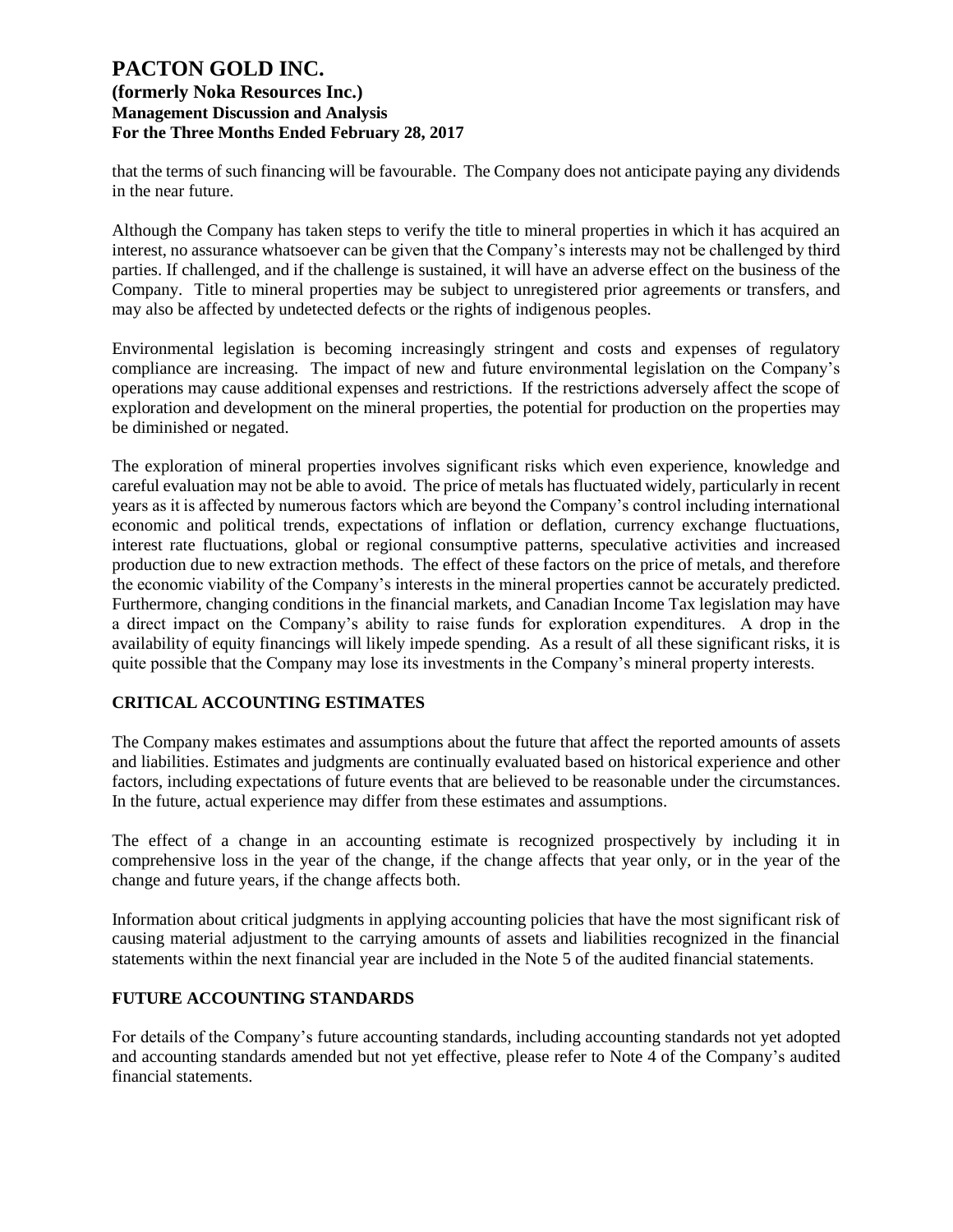that the terms of such financing will be favourable. The Company does not anticipate paying any dividends in the near future.

Although the Company has taken steps to verify the title to mineral properties in which it has acquired an interest, no assurance whatsoever can be given that the Company's interests may not be challenged by third parties. If challenged, and if the challenge is sustained, it will have an adverse effect on the business of the Company. Title to mineral properties may be subject to unregistered prior agreements or transfers, and may also be affected by undetected defects or the rights of indigenous peoples.

Environmental legislation is becoming increasingly stringent and costs and expenses of regulatory compliance are increasing. The impact of new and future environmental legislation on the Company's operations may cause additional expenses and restrictions. If the restrictions adversely affect the scope of exploration and development on the mineral properties, the potential for production on the properties may be diminished or negated.

The exploration of mineral properties involves significant risks which even experience, knowledge and careful evaluation may not be able to avoid. The price of metals has fluctuated widely, particularly in recent years as it is affected by numerous factors which are beyond the Company's control including international economic and political trends, expectations of inflation or deflation, currency exchange fluctuations, interest rate fluctuations, global or regional consumptive patterns, speculative activities and increased production due to new extraction methods. The effect of these factors on the price of metals, and therefore the economic viability of the Company's interests in the mineral properties cannot be accurately predicted. Furthermore, changing conditions in the financial markets, and Canadian Income Tax legislation may have a direct impact on the Company's ability to raise funds for exploration expenditures. A drop in the availability of equity financings will likely impede spending. As a result of all these significant risks, it is quite possible that the Company may lose its investments in the Company's mineral property interests.

## CRITICAL ACCOUNTING ESTIMATES

The Company makes estimates and assumptions about the future that affect the reported amounts of assets and liabilities. Estimates and judgments are continually evaluated based on historical experience and other factors, including expectations of future events that are believed to be reasonable under the circumstances. In the future, actual experience may differ from these estimates and assumptions.

The effect of a change in an accounting estimate is recognized prospectively by including it in comprehensive loss in the year of the change, if the change affects that year only, or in the year of the change and future years, if the change affects both.

Information about critical judgments in applying accounting policies that have the most significant risk of causing material adjustment to the carrying amounts of assets and liabilities recognized in the financial statements within the next financial year are included in the Note 5 of the audited financial statements.

## FUTURE ACCOUNTING STANDARDS

For details of the Company's future accounting standards, including accounting standards not yet adopted and accounting standards amended but not yet effective, please refer to Note 4 of the Company's audited financial statements.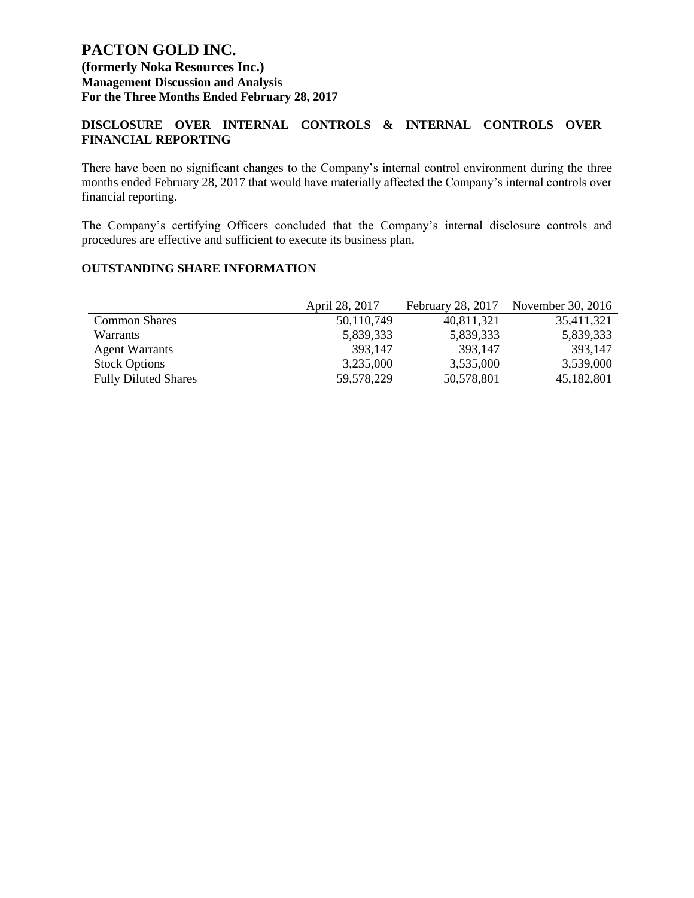## DISCLOSURE OVER INTERNAL CONTROLS & INTERNAL CONTROLS OVER FINANCIAL REPORTING

There have been no significant changes to the Company's internal control environment during the three months ended February 28, 2017 that would have materially affected the Company's internal controls over financial reporting.

The Company's certifying Officers concluded that the Company's internal disclosure controls and procedures are effective and sufficient to execute its business plan.

## OUTSTANDING SHARE INFORMATION

| | April 28, 2017 | February 28, 2017 | November 30, 2016 |
|---|---|---|---|
| Common Shares | 50,110,749 | 40,811,321 | 35,411,321 |
| Warrants | 5,839,333 | 5,839,333 | 5,839,333 |
| Agent Warrants | 393,147 | 393,147 | 393,147 |
| Stock Options | 3,235,000 | 3,535,000 | 3,539,000 |
| Fully Diluted Shares | 59,578,229 | 50,578,801 | 45,182,801 |